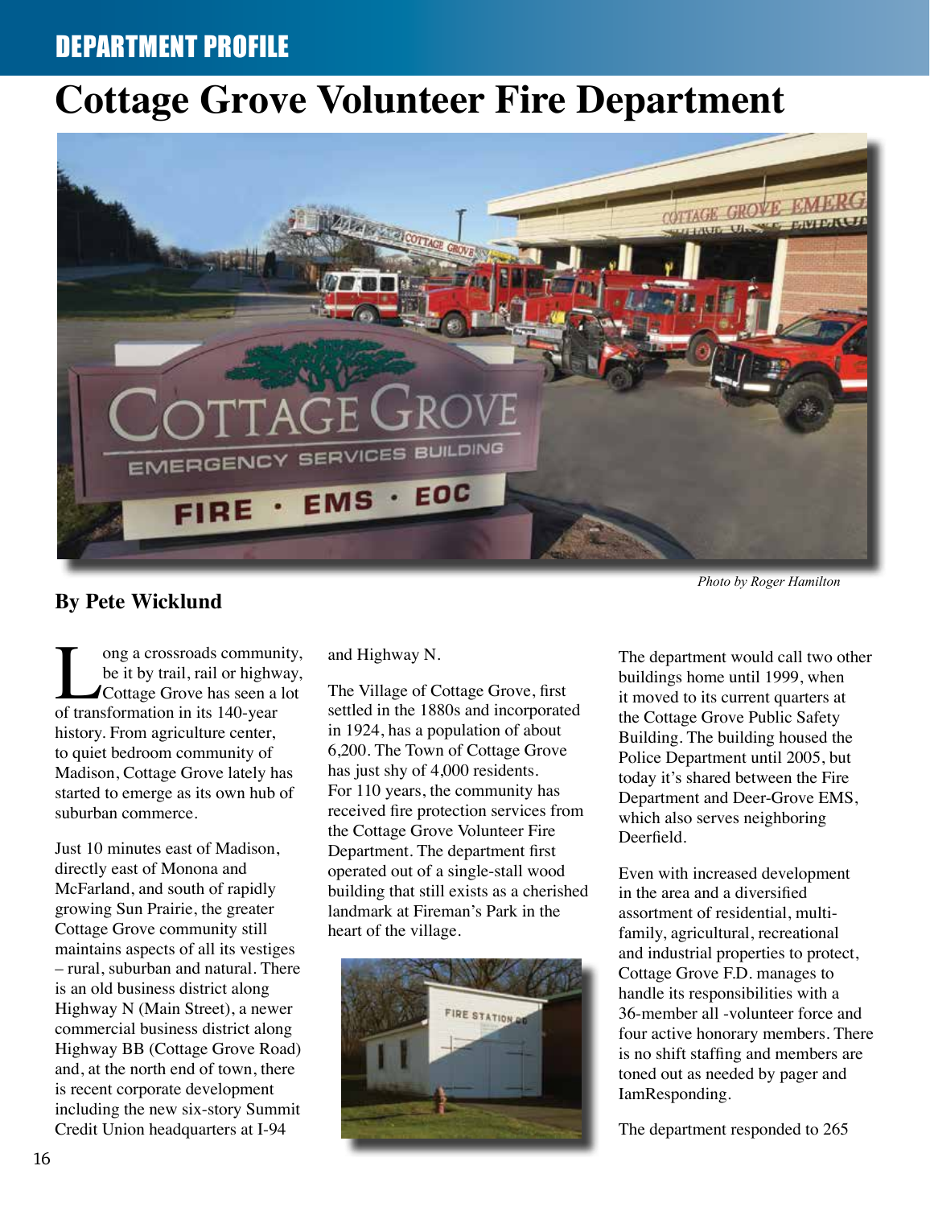DEPARTMENT PROFILE

# Cottage Grove Volunteer Fire Department

*Photo by Roger Hamilton*

**By Pete Wicklund**

Long a crossroads community, be it by trail, rail or highway, Cottage Grove has seen a lot of transformation in its 140-year history. From agriculture center, to quiet bedroom community of Madison, Cottage Grove lately has started to emerge as its own hub of suburban commerce.

Just 10 minutes east of Madison, directly east of Monona and McFarland, and south of rapidly growing Sun Prairie, the greater Cottage Grove community still maintains aspects of all its vestiges – rural, suburban and natural. There is an old business district along Highway N (Main Street), a newer commercial business district along Highway BB (Cottage Grove Road) and, at the north end of town, there is recent corporate development including the new six-story Summit Credit Union headquarters at I-94 and Highway N.

The Village of Cottage Grove, first settled in the 1880s and incorporated in 1924, has a population of about 6,200. The Town of Cottage Grove has just shy of 4,000 residents. For 110 years, the community has received fire protection services from the Cottage Grove Volunteer Fire Department. The department first operated out of a single-stall wood building that still exists as a cherished landmark at Fireman's Park in the heart of the village.

The department would call two other buildings home until 1999, when it moved to its current quarters at the Cottage Grove Public Safety Building. The building housed the Police Department until 2005, but today it's shared between the Fire Department and Deer-Grove EMS, which also serves neighboring Deerfield.

Even with increased development in the area and a diversified assortment of residential, multi-family, agricultural, recreational and industrial properties to protect, Cottage Grove F.D. manages to handle its responsibilities with a 36-member all -volunteer force and four active honorary members. There is no shift staffing and members are toned out as needed by pager and IamResponding.

The department responded to 265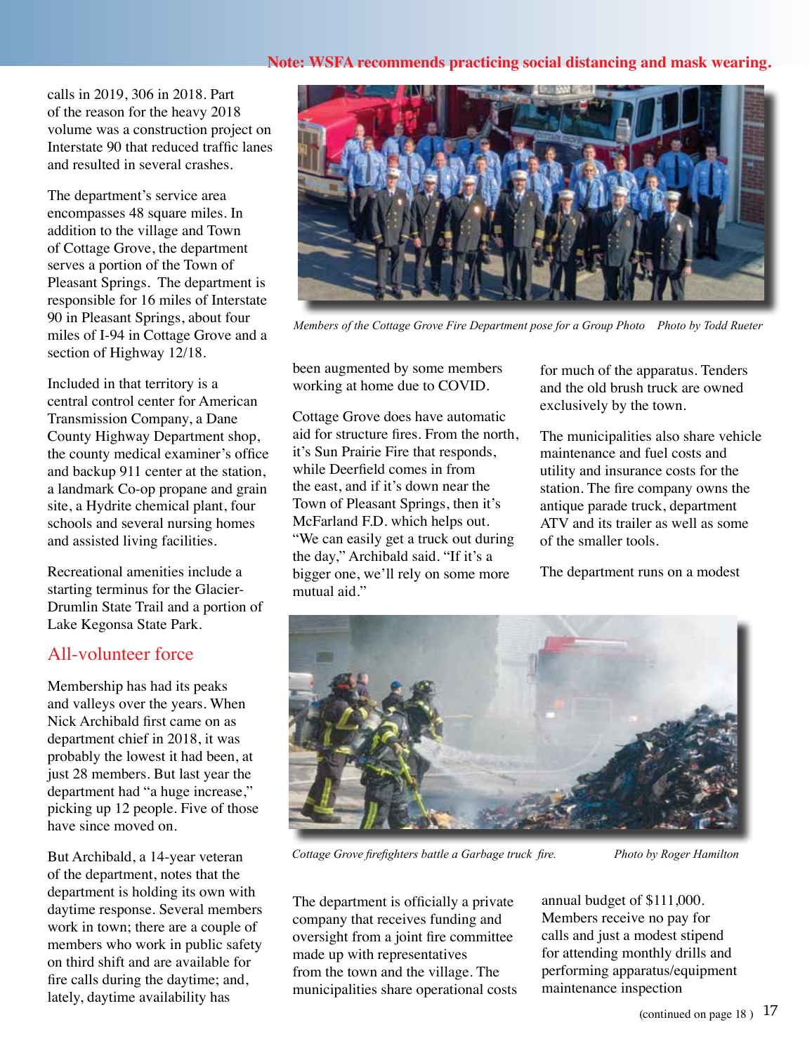Note: WSFA recommends practicing social distancing and mask wearing.

calls in 2019, 306 in 2018. Part of the reason for the heavy 2018 volume was a construction project on Interstate 90 that reduced traffic lanes and resulted in several crashes.

The department's service area encompasses 48 square miles. In addition to the village and Town of Cottage Grove, the department serves a portion of the Town of Pleasant Springs. The department is responsible for 16 miles of Interstate 90 in Pleasant Springs, about four miles of I-94 in Cottage Grove and a section of Highway 12/18.

Included in that territory is a central control center for American Transmission Company, a Dane County Highway Department shop, the county medical examiner's office and backup 911 center at the station, a landmark Co-op propane and grain site, a Hydrite chemical plant, four schools and several nursing homes and assisted living facilities.

Recreational amenities include a starting terminus for the Glacier-Drumlin State Trail and a portion of Lake Kegonsa State Park.

## All-volunteer force

Membership has had its peaks and valleys over the years. When Nick Archibald first came on as department chief in 2018, it was probably the lowest it had been, at just 28 members. But last year the department had "a huge increase," picking up 12 people. Five of those have since moved on.

But Archibald, a 14-year veteran of the department, notes that the department is holding its own with daytime response. Several members work in town; there are a couple of members who work in public safety on third shift and are available for fire calls during the daytime; and, lately, daytime availability has been augmented by some members working at home due to COVID.

*Members of the Cottage Grove Fire Department pose for a Group Photo    Photo by Todd Rueter*

Cottage Grove does have automatic aid for structure fires. From the north, it's Sun Prairie Fire that responds, while Deerfield comes in from the east, and if it's down near the Town of Pleasant Springs, then it's McFarland F.D. which helps out. "We can easily get a truck out during the day," Archibald said. "If it's a bigger one, we'll rely on some more mutual aid."

*Cottage Grove firefighters battle a Garbage truck fire.    Photo by Roger Hamilton*

The department is officially a private company that receives funding and oversight from a joint fire committee made up with representatives from the town and the village. The municipalities share operational costs for much of the apparatus. Tenders and the old brush truck are owned exclusively by the town.

The municipalities also share vehicle maintenance and fuel costs and utility and insurance costs for the station. The fire company owns the antique parade truck, department ATV and its trailer as well as some of the smaller tools.

The department runs on a modest annual budget of $111,000. Members receive no pay for calls and just a modest stipend for attending monthly drills and performing apparatus/equipment maintenance inspection

(continued on page 18 )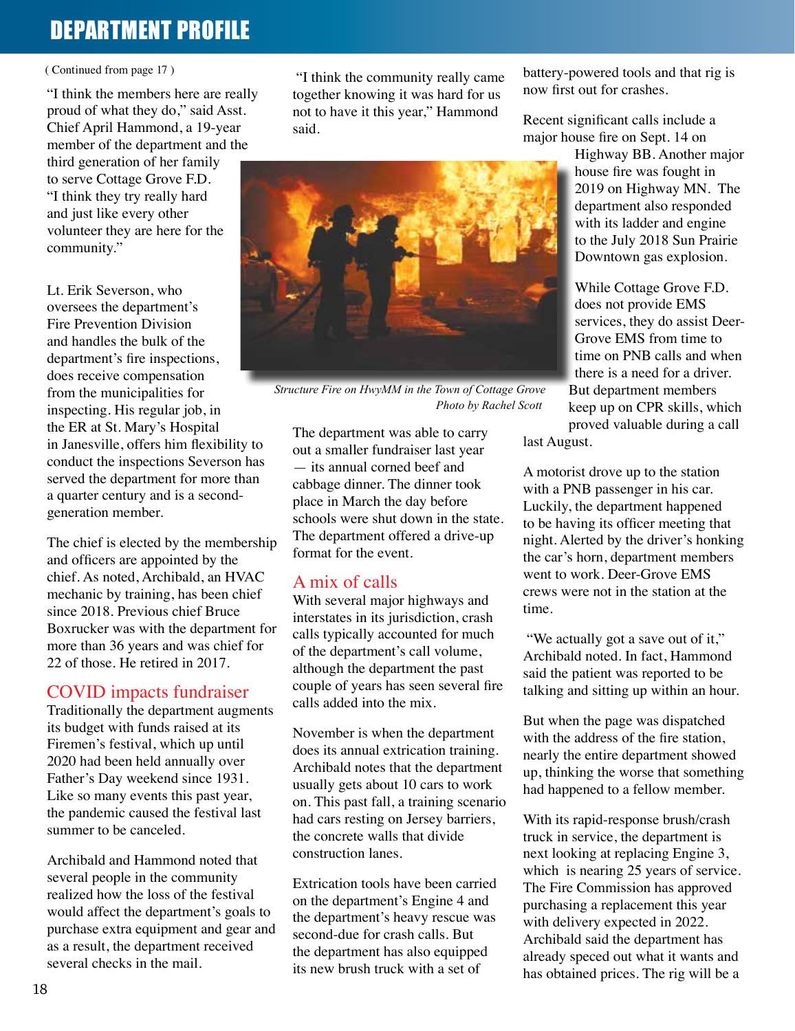## DEPARTMENT PROFILE

( Continued from page 17 )

"I think the members here are really proud of what they do," said Asst. Chief April Hammond, a 19-year member of the department and the third generation of her family to serve Cottage Grove F.D. "I think they try really hard and just like every other volunteer they are here for the community."

Lt. Erik Severson, who oversees the department's Fire Prevention Division and handles the bulk of the department's fire inspections, does receive compensation from the municipalities for inspecting. His regular job, in the ER at St. Mary's Hospital in Janesville, offers him flexibility to conduct the inspections Severson has served the department for more than a quarter century and is a second-generation member.

The chief is elected by the membership and officers are appointed by the chief. As noted, Archibald, an HVAC mechanic by training, has been chief since 2018. Previous chief Bruce Boxrucker was with the department for more than 36 years and was chief for 22 of those. He retired in 2017.

### COVID impacts fundraiser

Traditionally the department augments its budget with funds raised at its Firemen's festival, which up until 2020 had been held annually over Father's Day weekend since 1931. Like so many events this past year, the pandemic caused the festival last summer to be canceled.

Archibald and Hammond noted that several people in the community realized how the loss of the festival would affect the department's goals to purchase extra equipment and gear and as a result, the department received several checks in the mail.

"I think the community really came together knowing it was hard for us not to have it this year," Hammond said.

*Structure Fire on HwyMM in the Town of Cottage Grove*
*Photo by Rachel Scott*

The department was able to carry out a smaller fundraiser last year — its annual corned beef and cabbage dinner. The dinner took place in March the day before schools were shut down in the state. The department offered a drive-up format for the event.

### A mix of calls

With several major highways and interstates in its jurisdiction, crash calls typically accounted for much of the department's call volume, although the department the past couple of years has seen several fire calls added into the mix.

November is when the department does its annual extrication training. Archibald notes that the department usually gets about 10 cars to work on. This past fall, a training scenario had cars resting on Jersey barriers, the concrete walls that divide construction lanes.

Extrication tools have been carried on the department's Engine 4 and the department's heavy rescue was second-due for crash calls. But the department has also equipped its new brush truck with a set of battery-powered tools and that rig is now first out for crashes.

Recent significant calls include a major house fire on Sept. 14 on Highway BB. Another major house fire was fought in 2019 on Highway MN. The department also responded with its ladder and engine to the July 2018 Sun Prairie Downtown gas explosion.

While Cottage Grove F.D. does not provide EMS services, they do assist Deer-Grove EMS from time to time on PNB calls and when there is a need for a driver. But department members keep up on CPR skills, which proved valuable during a call last August.

A motorist drove up to the station with a PNB passenger in his car. Luckily, the department happened to be having its officer meeting that night. Alerted by the driver's honking the car's horn, department members went to work. Deer-Grove EMS crews were not in the station at the time.

"We actually got a save out of it," Archibald noted. In fact, Hammond said the patient was reported to be talking and sitting up within an hour.

But when the page was dispatched with the address of the fire station, nearly the entire department showed up, thinking the worse that something had happened to a fellow member.

With its rapid-response brush/crash truck in service, the department is next looking at replacing Engine 3, which is nearing 25 years of service. The Fire Commission has approved purchasing a replacement this year with delivery expected in 2022. Archibald said the department has already speced out what it wants and has obtained prices. The rig will be a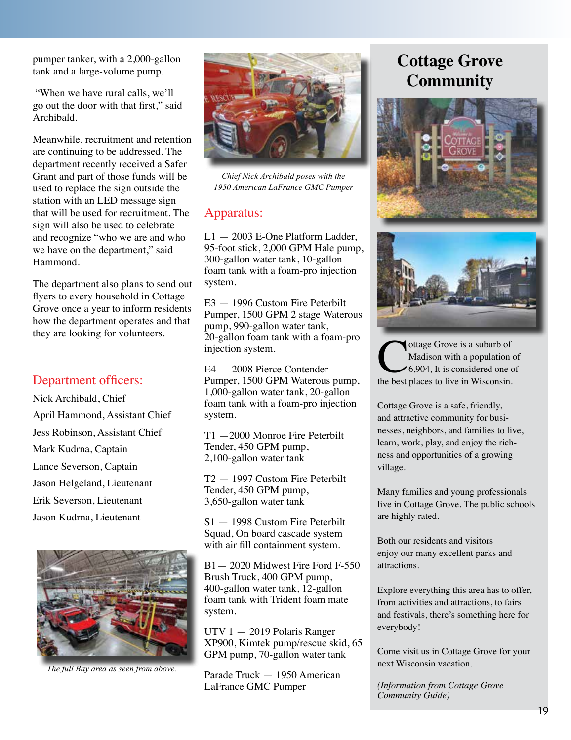pumper tanker, with a 2,000-gallon tank and a large-volume pump.

"When we have rural calls, we'll go out the door with that first," said Archibald.

Meanwhile, recruitment and retention are continuing to be addressed. The department recently received a Safer Grant and part of those funds will be used to replace the sign outside the station with an LED message sign that will be used for recruitment. The sign will also be used to celebrate and recognize "who we are and who we have on the department," said Hammond.

The department also plans to send out flyers to every household in Cottage Grove once a year to inform residents how the department operates and that they are looking for volunteers.

## Department officers:

Nick Archibald, Chief

April Hammond, Assistant Chief

Jess Robinson, Assistant Chief

Mark Kudrna, Captain

Lance Severson, Captain

Jason Helgeland, Lieutenant

Erik Severson, Lieutenant

Jason Kudrna, Lieutenant

*The full Bay area as seen from above.*

*Chief Nick Archibald poses with the 1950 American LaFrance GMC Pumper*

## Apparatus:

L1 — 2003 E-One Platform Ladder, 95-foot stick, 2,000 GPM Hale pump, 300-gallon water tank, 10-gallon foam tank with a foam-pro injection system.

E3 — 1996 Custom Fire Peterbilt Pumper, 1500 GPM 2 stage Waterous pump, 990-gallon water tank, 20-gallon foam tank with a foam-pro injection system.

E4 — 2008 Pierce Contender Pumper, 1500 GPM Waterous pump, 1,000-gallon water tank, 20-gallon foam tank with a foam-pro injection system.

T1 —2000 Monroe Fire Peterbilt Tender, 450 GPM pump, 2,100-gallon water tank

T2 — 1997 Custom Fire Peterbilt Tender, 450 GPM pump, 3,650-gallon water tank

S1 — 1998 Custom Fire Peterbilt Squad, On board cascade system with air fill containment system.

B1— 2020 Midwest Fire Ford F-550 Brush Truck, 400 GPM pump, 400-gallon water tank, 12-gallon foam tank with Trident foam mate system.

UTV 1 — 2019 Polaris Ranger XP900, Kimtek pump/rescue skid, 65 GPM pump, 70-gallon water tank

Parade Truck — 1950 American LaFrance GMC Pumper

# Cottage Grove Community

Cottage Grove is a suburb of Madison with a population of 6,904, It is considered one of the best places to live in Wisconsin.

Cottage Grove is a safe, friendly, and attractive community for businesses, neighbors, and families to live, learn, work, play, and enjoy the richness and opportunities of a growing village.

Many families and young professionals live in Cottage Grove. The public schools are highly rated.

Both our residents and visitors enjoy our many excellent parks and attractions.

Explore everything this area has to offer, from activities and attractions, to fairs and festivals, there's something here for everybody!

Come visit us in Cottage Grove for your next Wisconsin vacation.

*(Information from Cottage Grove Community Guide)*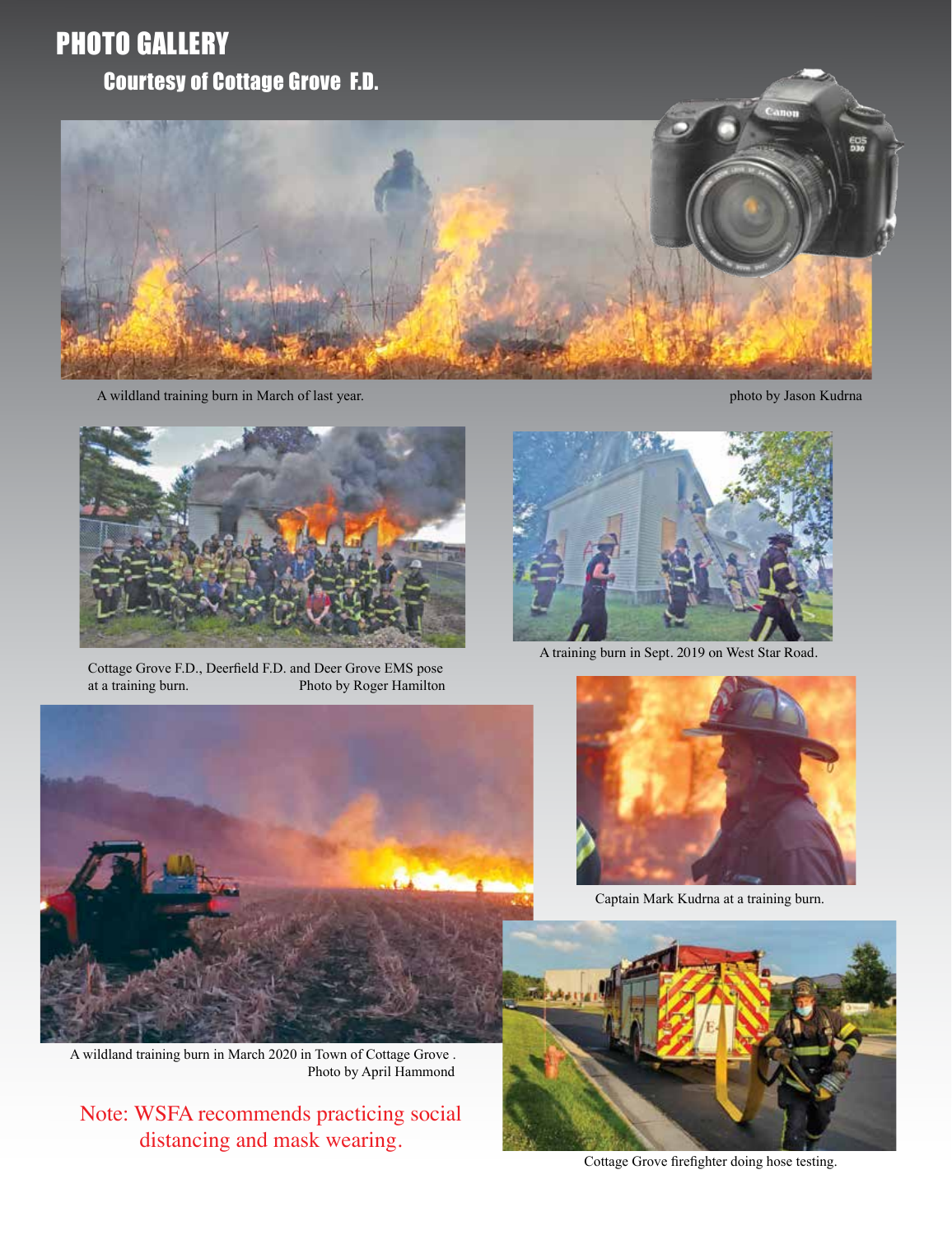# PHOTO GALLERY

## Courtesy of Cottage Grove F.D.

A wildland training burn in March of last year.

photo by Jason Kudrna

Cottage Grove F.D., Deerfield F.D. and Deer Grove EMS pose at a training burn. Photo by Roger Hamilton

A training burn in Sept. 2019 on West Star Road.

A wildland training burn in March 2020 in Town of Cottage Grove . Photo by April Hammond

Captain Mark Kudrna at a training burn.

Note: WSFA recommends practicing social distancing and mask wearing.

Cottage Grove firefighter doing hose testing.